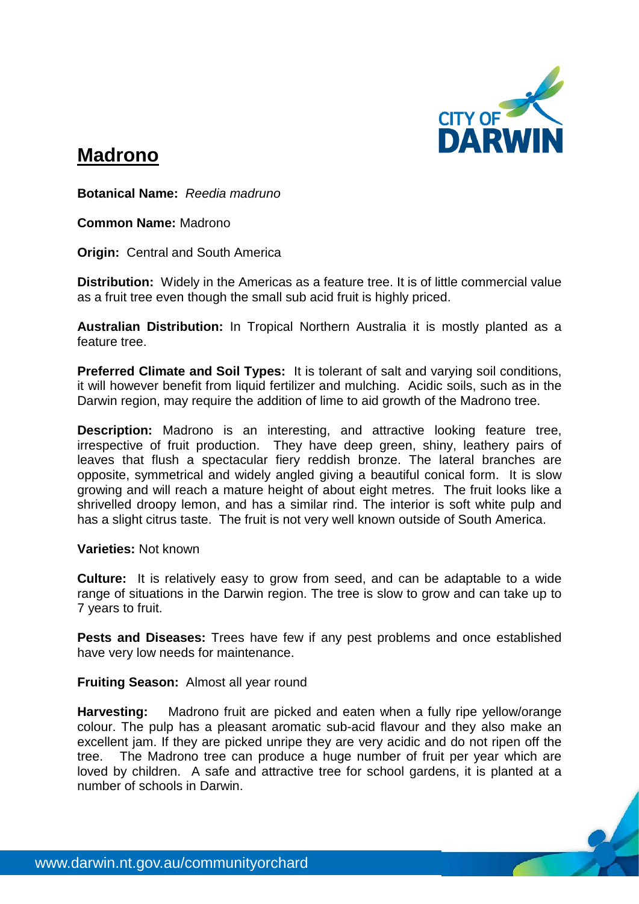# Madrono

**Botanical Name:** *Reedia madruno*

**Common Name:** Madrono

**Origin:** Central and South America

**Distribution:** Widely in the Americas as a feature tree. It is of little commercial value as a fruit tree even though the small sub acid fruit is highly priced.

**Australian Distribution:** In Tropical Northern Australia it is mostly planted as a feature tree.

**Preferred Climate and Soil Types:** It is tolerant of salt and varying soil conditions, it will however benefit from liquid fertilizer and mulching. Acidic soils, such as in the Darwin region, may require the addition of lime to aid growth of the Madrono tree.

**Description:** Madrono is an interesting, and attractive looking feature tree, irrespective of fruit production. They have deep green, shiny, leathery pairs of leaves that flush a spectacular fiery reddish bronze. The lateral branches are opposite, symmetrical and widely angled giving a beautiful conical form. It is slow growing and will reach a mature height of about eight metres. The fruit looks like a shrivelled droopy lemon, and has a similar rind. The interior is soft white pulp and has a slight citrus taste. The fruit is not very well known outside of South America.

**Varieties:** Not known

**Culture:** It is relatively easy to grow from seed, and can be adaptable to a wide range of situations in the Darwin region. The tree is slow to grow and can take up to 7 years to fruit.

**Pests and Diseases:** Trees have few if any pest problems and once established have very low needs for maintenance.

**Fruiting Season:** Almost all year round

**Harvesting:** Madrono fruit are picked and eaten when a fully ripe yellow/orange colour. The pulp has a pleasant aromatic sub-acid flavour and they also make an excellent jam. If they are picked unripe they are very acidic and do not ripen off the tree. The Madrono tree can produce a huge number of fruit per year which are loved by children. A safe and attractive tree for school gardens, it is planted at a number of schools in Darwin.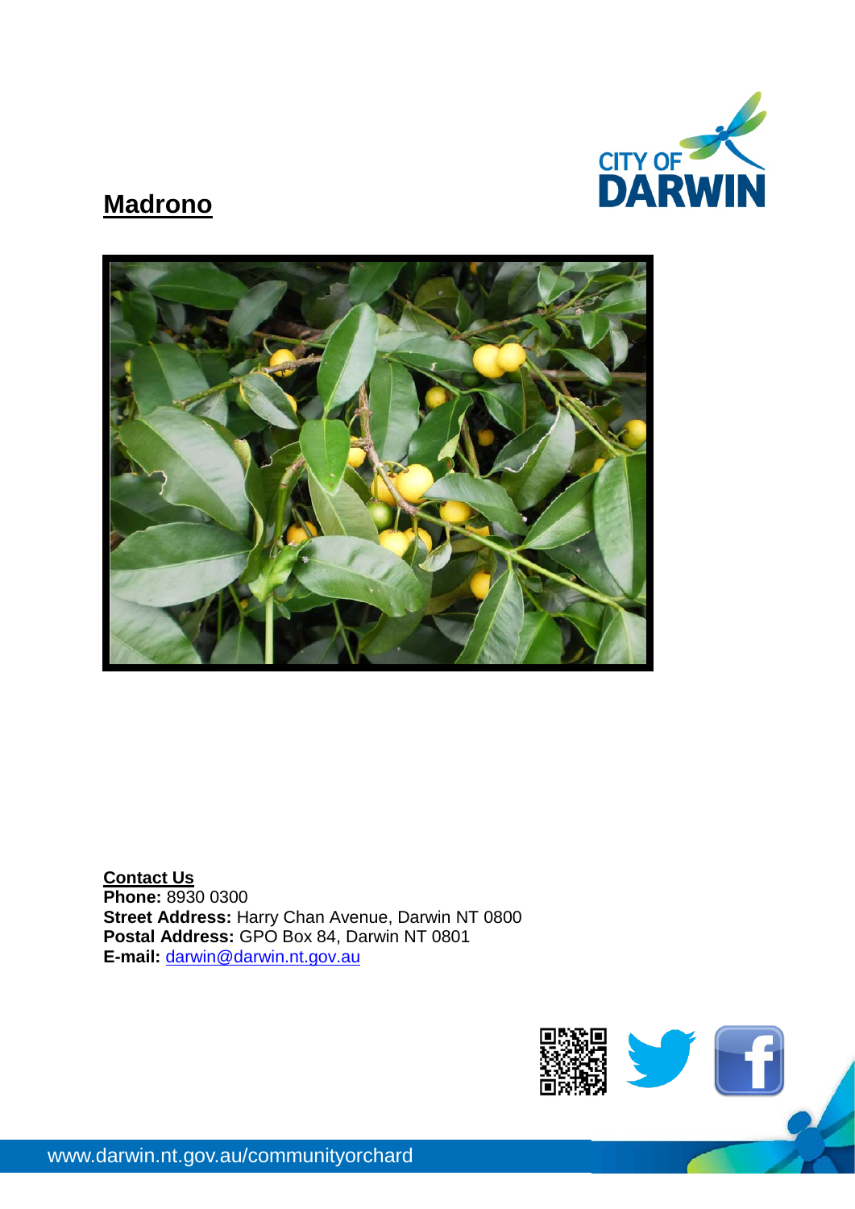## Madrono

**Contact Us**
**Phone:** 8930 0300
**Street Address:** Harry Chan Avenue, Darwin NT 0800
**Postal Address:** GPO Box 84, Darwin NT 0801
**E-mail:** darwin@darwin.nt.gov.au

www.darwin.nt.gov.au/communityorchard